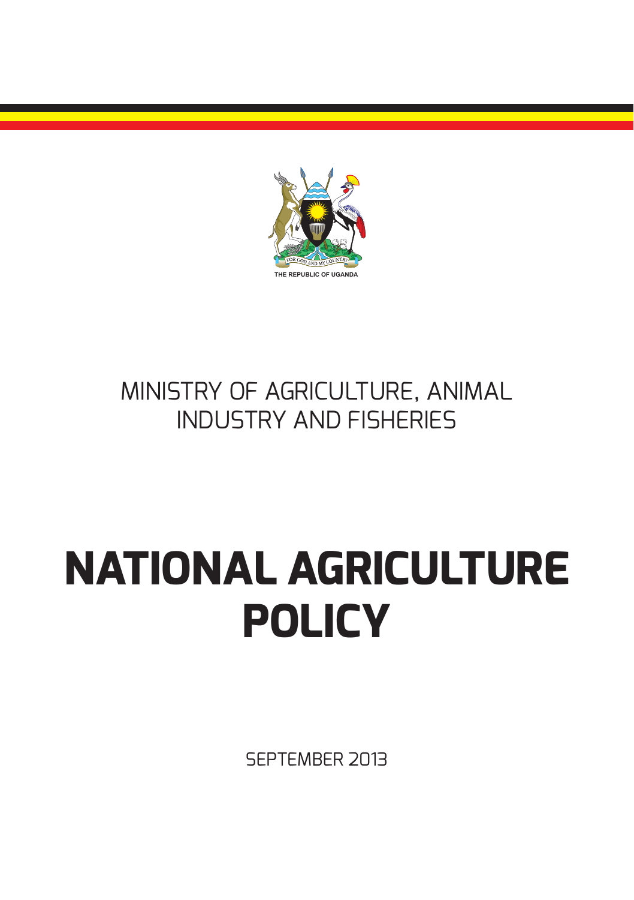FOR GOD AND MY COUNTRY

THE REPUBLIC OF UGANDA

MINISTRY OF AGRICULTURE, ANIMAL INDUSTRY AND FISHERIES

# NATIONAL AGRICULTURE POLICY

SEPTEMBER 2013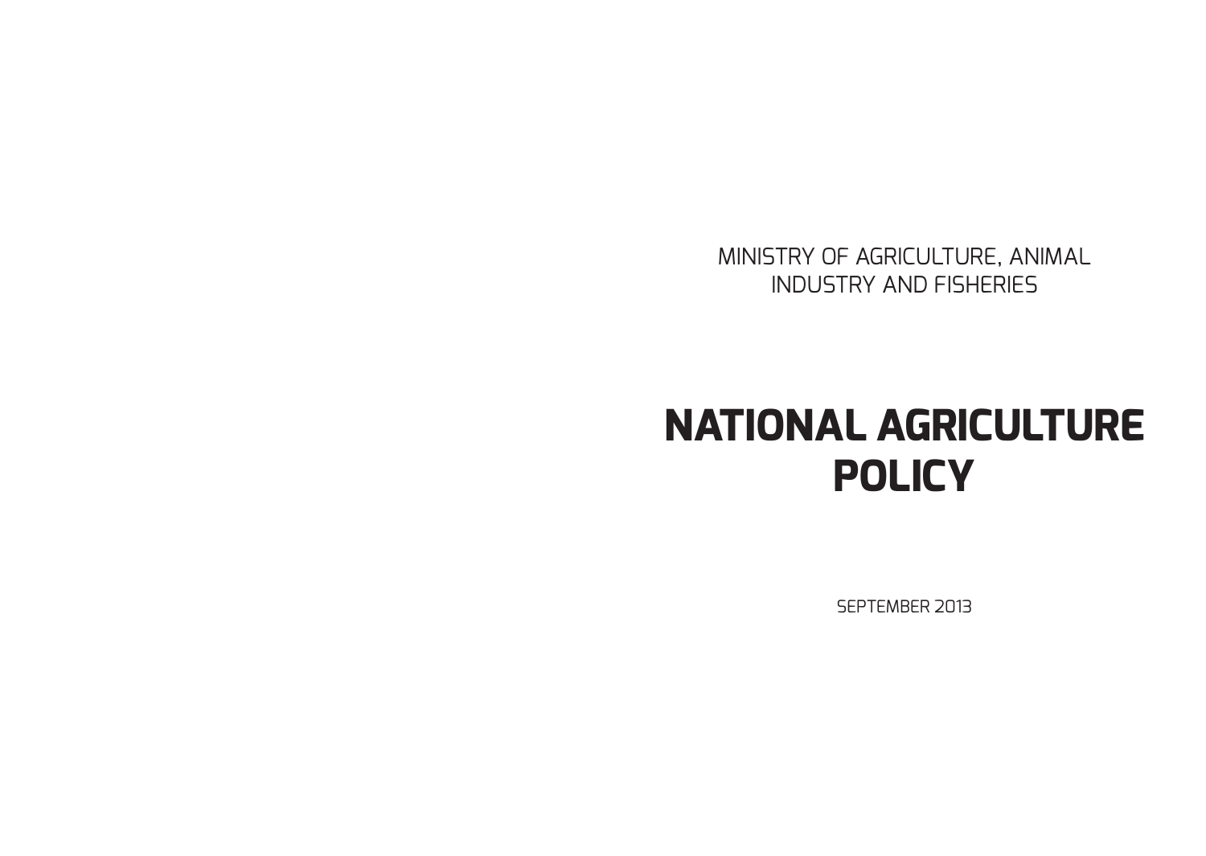MINISTRY OF AGRICULTURE, ANIMAL INDUSTRY AND FISHERIES

# NATIONAL AGRICULTURE POLICY

SEPTEMBER 2013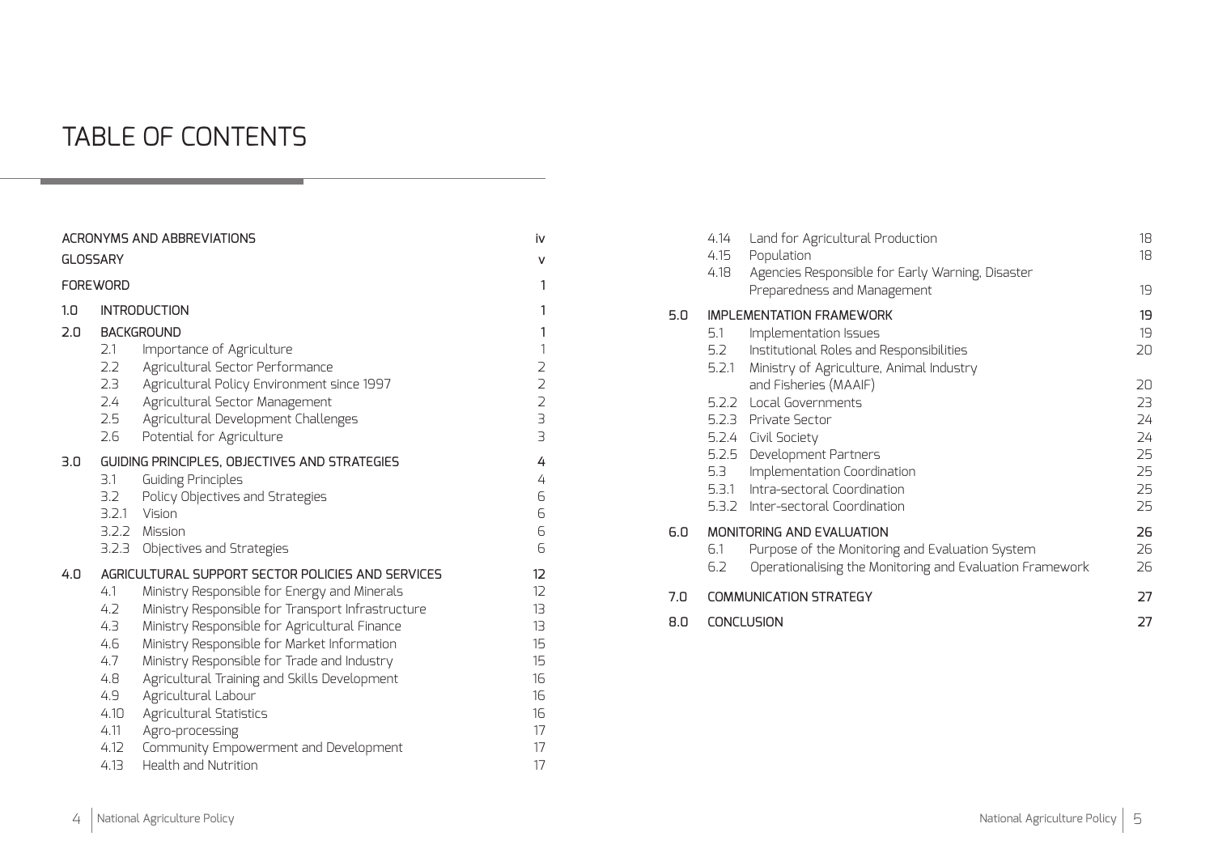# TABLE OF CONTENTS

| | | | |
|---|---|---|---|
| ACRONYMS AND ABBREVIATIONS | | | iv |
| GLOSSARY | | | v |
| FOREWORD | | | 1 |
| 1.0 | INTRODUCTION | | 1 |
| 2.0 | BACKGROUND | | 1 |
| | 2.1 | Importance of Agriculture | 1 |
| | 2.2 | Agricultural Sector Performance | 2 |
| | 2.3 | Agricultural Policy Environment since 1997 | 2 |
| | 2.4 | Agricultural Sector Management | 2 |
| | 2.5 | Agricultural Development Challenges | 3 |
| | 2.6 | Potential for Agriculture | 3 |
| 3.0 | GUIDING PRINCIPLES, OBJECTIVES AND STRATEGIES | | 4 |
| | 3.1 | Guiding Principles | 4 |
| | 3.2 | Policy Objectives and Strategies | 6 |
| | 3.2.1 | Vision | 6 |
| | 3.2.2 | Mission | 6 |
| | 3.2.3 | Objectives and Strategies | 6 |
| 4.0 | AGRICULTURAL SUPPORT SECTOR POLICIES AND SERVICES | | 12 |
| | 4.1 | Ministry Responsible for Energy and Minerals | 12 |
| | 4.2 | Ministry Responsible for Transport Infrastructure | 13 |
| | 4.3 | Ministry Responsible for Agricultural Finance | 13 |
| | 4.6 | Ministry Responsible for Market Information | 15 |
| | 4.7 | Ministry Responsible for Trade and Industry | 15 |
| | 4.8 | Agricultural Training and Skills Development | 16 |
| | 4.9 | Agricultural Labour | 16 |
| | 4.10 | Agricultural Statistics | 16 |
| | 4.11 | Agro-processing | 17 |
| | 4.12 | Community Empowerment and Development | 17 |
| | 4.13 | Health and Nutrition | 17 |
| | 4.14 | Land for Agricultural Production | 18 |
| | 4.15 | Population | 18 |
| | 4.18 | Agencies Responsible for Early Warning, Disaster Preparedness and Management | 19 |
| 5.0 | IMPLEMENTATION FRAMEWORK | | 19 |
| | 5.1 | Implementation Issues | 19 |
| | 5.2 | Institutional Roles and Responsibilities | 20 |
| | 5.2.1 | Ministry of Agriculture, Animal Industry and Fisheries (MAAIF) | 20 |
| | 5.2.2 | Local Governments | 23 |
| | 5.2.3 | Private Sector | 24 |
| | 5.2.4 | Civil Society | 24 |
| | 5.2.5 | Development Partners | 25 |
| | 5.3 | Implementation Coordination | 25 |
| | 5.3.1 | Intra-sectoral Coordination | 25 |
| | 5.3.2 | Inter-sectoral Coordination | 25 |
| 6.0 | MONITORING AND EVALUATION | | 26 |
| | 6.1 | Purpose of the Monitoring and Evaluation System | 26 |
| | 6.2 | Operationalising the Monitoring and Evaluation Framework | 26 |
| 7.0 | COMMUNICATION STRATEGY | | 27 |
| 8.0 | CONCLUSION | | 27 |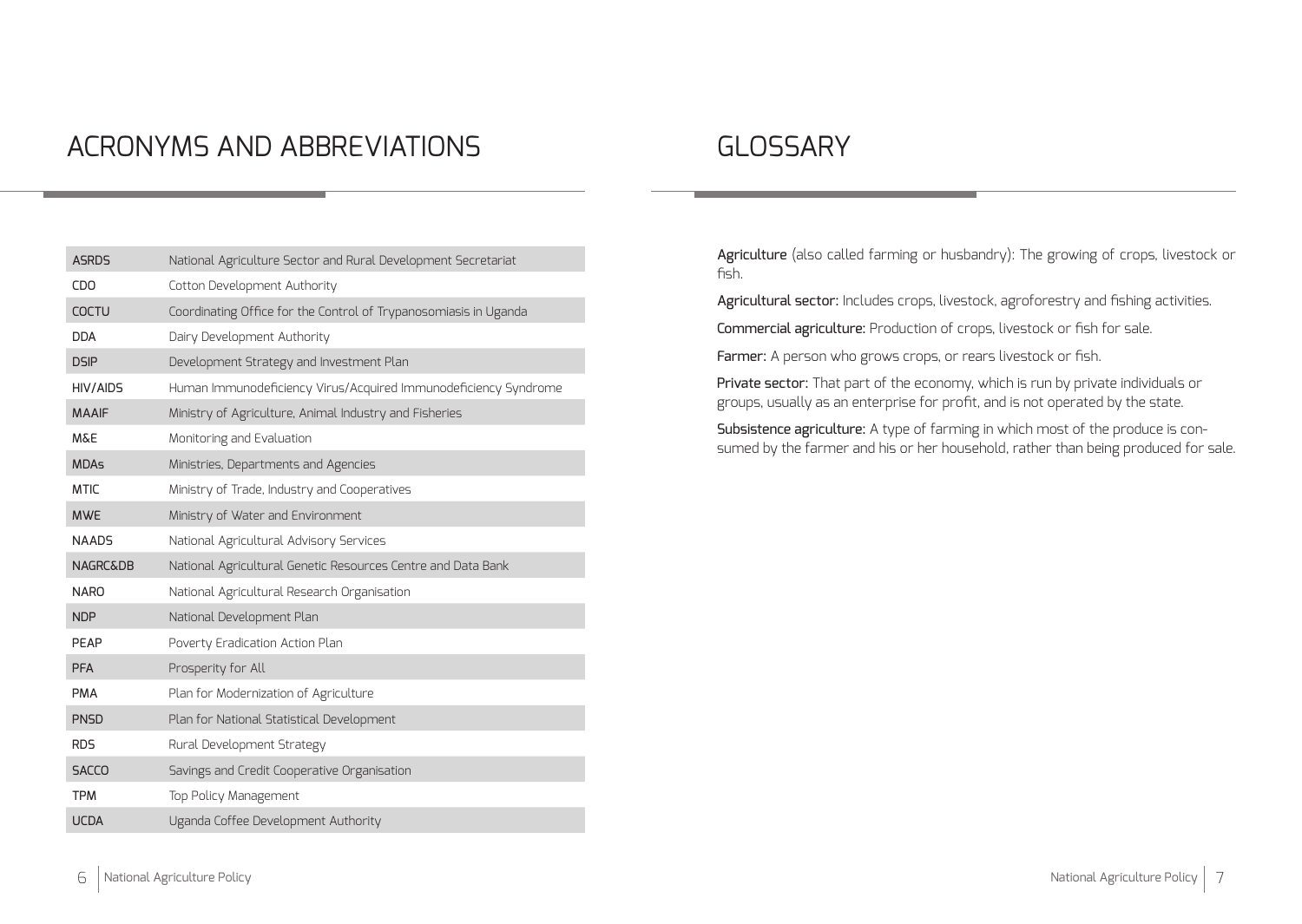# ACRONYMS AND ABBREVIATIONS

| | |
|---|---|
| ASRDS | National Agriculture Sector and Rural Development Secretariat |
| CDO | Cotton Development Authority |
| COCTU | Coordinating Office for the Control of Trypanosomiasis in Uganda |
| DDA | Dairy Development Authority |
| DSIP | Development Strategy and Investment Plan |
| HIV/AIDS | Human Immunodeficiency Virus/Acquired Immunodeficiency Syndrome |
| MAAIF | Ministry of Agriculture, Animal Industry and Fisheries |
| M&E | Monitoring and Evaluation |
| MDAs | Ministries, Departments and Agencies |
| MTIC | Ministry of Trade, Industry and Cooperatives |
| MWE | Ministry of Water and Environment |
| NAADS | National Agricultural Advisory Services |
| NAGRC&DB | National Agricultural Genetic Resources Centre and Data Bank |
| NARO | National Agricultural Research Organisation |
| NDP | National Development Plan |
| PEAP | Poverty Eradication Action Plan |
| PFA | Prosperity for All |
| PMA | Plan for Modernization of Agriculture |
| PNSD | Plan for National Statistical Development |
| RDS | Rural Development Strategy |
| SACCO | Savings and Credit Cooperative Organisation |
| TPM | Top Policy Management |
| UCDA | Uganda Coffee Development Authority |

# GLOSSARY

**Agriculture** (also called farming or husbandry): The growing of crops, livestock or fish.

**Agricultural sector:** Includes crops, livestock, agroforestry and fishing activities.

**Commercial agriculture:** Production of crops, livestock or fish for sale.

**Farmer:** A person who grows crops, or rears livestock or fish.

**Private sector:** That part of the economy, which is run by private individuals or groups, usually as an enterprise for profit, and is not operated by the state.

**Subsistence agriculture:** A type of farming in which most of the produce is consumed by the farmer and his or her household, rather than being produced for sale.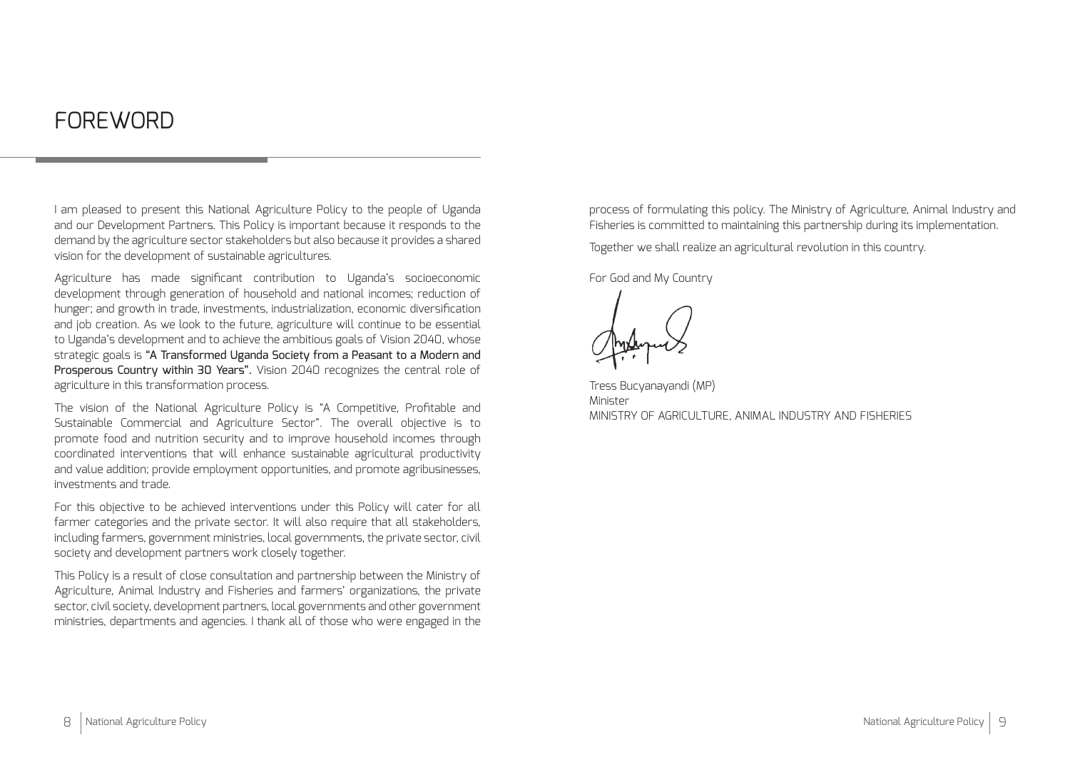# FOREWORD

I am pleased to present this National Agriculture Policy to the people of Uganda and our Development Partners. This Policy is important because it responds to the demand by the agriculture sector stakeholders but also because it provides a shared vision for the development of sustainable agricultures.

Agriculture has made significant contribution to Uganda's socioeconomic development through generation of household and national incomes; reduction of hunger; and growth in trade, investments, industrialization, economic diversification and job creation. As we look to the future, agriculture will continue to be essential to Uganda's development and to achieve the ambitious goals of Vision 2040, whose strategic goals is **"A Transformed Uganda Society from a Peasant to a Modern and Prosperous Country within 30 Years".** Vision 2040 recognizes the central role of agriculture in this transformation process.

The vision of the National Agriculture Policy is "A Competitive, Profitable and Sustainable Commercial and Agriculture Sector". The overall objective is to promote food and nutrition security and to improve household incomes through coordinated interventions that will enhance sustainable agricultural productivity and value addition; provide employment opportunities, and promote agribusinesses, investments and trade.

For this objective to be achieved interventions under this Policy will cater for all farmer categories and the private sector. It will also require that all stakeholders, including farmers, government ministries, local governments, the private sector, civil society and development partners work closely together.

This Policy is a result of close consultation and partnership between the Ministry of Agriculture, Animal Industry and Fisheries and farmers' organizations, the private sector, civil society, development partners, local governments and other government ministries, departments and agencies. I thank all of those who were engaged in the process of formulating this policy. The Ministry of Agriculture, Animal Industry and Fisheries is committed to maintaining this partnership during its implementation.

Together we shall realize an agricultural revolution in this country.

For God and My Country

Tress Bucyanayandi (MP)
Minister
MINISTRY OF AGRICULTURE, ANIMAL INDUSTRY AND FISHERIES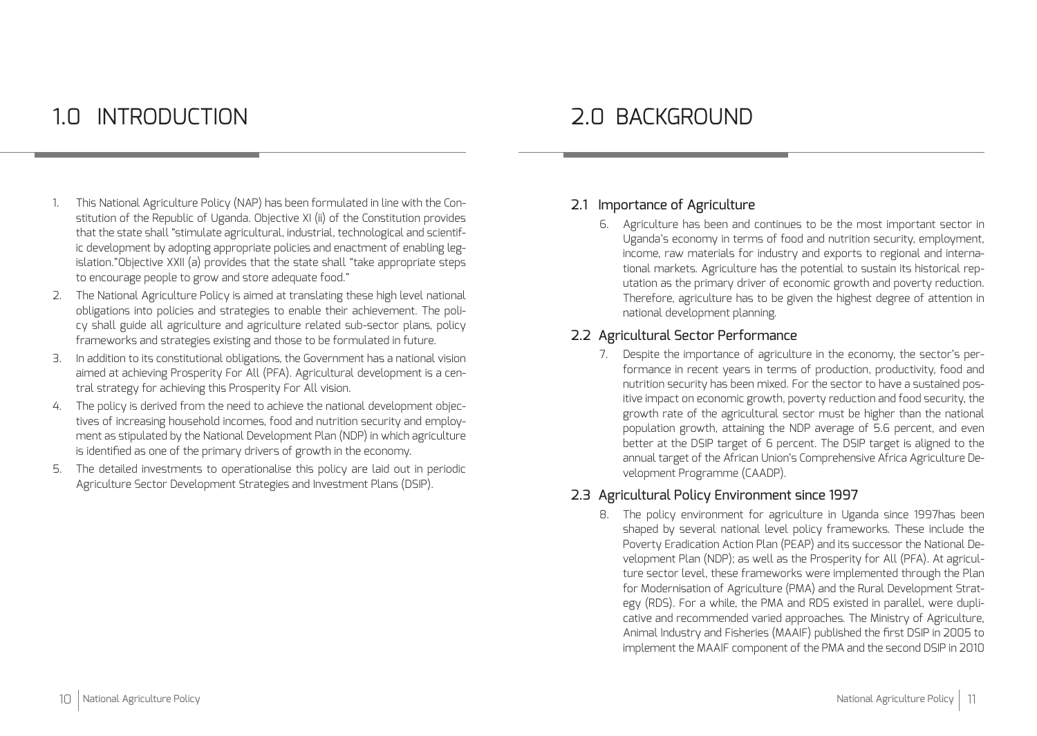# 1.0 INTRODUCTION

1. This National Agriculture Policy (NAP) has been formulated in line with the Constitution of the Republic of Uganda. Objective XI (ii) of the Constitution provides that the state shall "stimulate agricultural, industrial, technological and scientific development by adopting appropriate policies and enactment of enabling legislation."Objective XXII (a) provides that the state shall "take appropriate steps to encourage people to grow and store adequate food."
2. The National Agriculture Policy is aimed at translating these high level national obligations into policies and strategies to enable their achievement. The policy shall guide all agriculture and agriculture related sub-sector plans, policy frameworks and strategies existing and those to be formulated in future.
3. In addition to its constitutional obligations, the Government has a national vision aimed at achieving Prosperity For All (PFA). Agricultural development is a central strategy for achieving this Prosperity For All vision.
4. The policy is derived from the need to achieve the national development objectives of increasing household incomes, food and nutrition security and employment as stipulated by the National Development Plan (NDP) in which agriculture is identified as one of the primary drivers of growth in the economy.
5. The detailed investments to operationalise this policy are laid out in periodic Agriculture Sector Development Strategies and Investment Plans (DSIP).

# 2.0 BACKGROUND

## 2.1 Importance of Agriculture

6. Agriculture has been and continues to be the most important sector in Uganda's economy in terms of food and nutrition security, employment, income, raw materials for industry and exports to regional and international markets. Agriculture has the potential to sustain its historical reputation as the primary driver of economic growth and poverty reduction. Therefore, agriculture has to be given the highest degree of attention in national development planning.

## 2.2 Agricultural Sector Performance

7. Despite the importance of agriculture in the economy, the sector's performance in recent years in terms of production, productivity, food and nutrition security has been mixed. For the sector to have a sustained positive impact on economic growth, poverty reduction and food security, the growth rate of the agricultural sector must be higher than the national population growth, attaining the NDP average of 5.6 percent, and even better at the DSIP target of 6 percent. The DSIP target is aligned to the annual target of the African Union's Comprehensive Africa Agriculture Development Programme (CAADP).

## 2.3 Agricultural Policy Environment since 1997

8. The policy environment for agriculture in Uganda since 1997has been shaped by several national level policy frameworks. These include the Poverty Eradication Action Plan (PEAP) and its successor the National Development Plan (NDP); as well as the Prosperity for All (PFA). At agriculture sector level, these frameworks were implemented through the Plan for Modernisation of Agriculture (PMA) and the Rural Development Strategy (RDS). For a while, the PMA and RDS existed in parallel, were duplicative and recommended varied approaches. The Ministry of Agriculture, Animal Industry and Fisheries (MAAIF) published the first DSIP in 2005 to implement the MAAIF component of the PMA and the second DSIP in 2010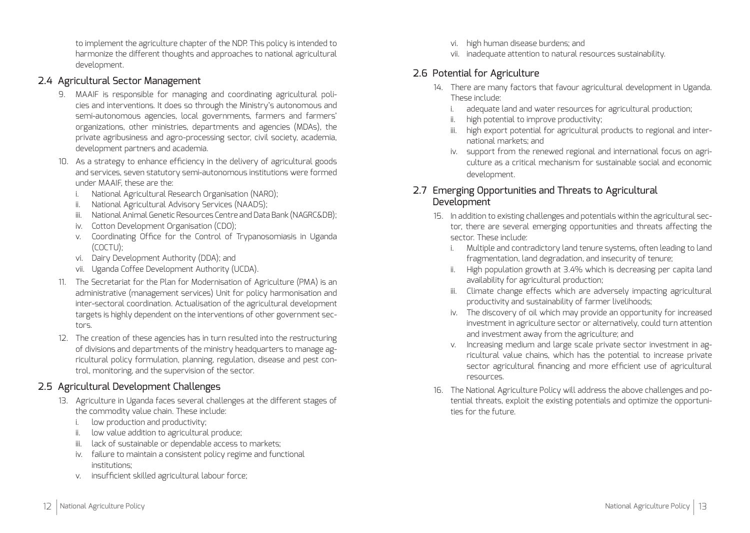to implement the agriculture chapter of the NDP. This policy is intended to harmonize the different thoughts and approaches to national agricultural development.

## 2.4 Agricultural Sector Management

9. MAAIF is responsible for managing and coordinating agricultural policies and interventions. It does so through the Ministry's autonomous and semi-autonomous agencies, local governments, farmers and farmers' organizations, other ministries, departments and agencies (MDAs), the private agribusiness and agro-processing sector, civil society, academia, development partners and academia.

10. As a strategy to enhance efficiency in the delivery of agricultural goods and services, seven statutory semi-autonomous institutions were formed under MAAIF, these are the:
    i. National Agricultural Research Organisation (NARO);
    ii. National Agricultural Advisory Services (NAADS);
    iii. National Animal Genetic Resources Centre and Data Bank (NAGRC&DB);
    iv. Cotton Development Organisation (CDO);
    v. Coordinating Office for the Control of Trypanosomiasis in Uganda (COCTU);
    vi. Dairy Development Authority (DDA); and
    vii. Uganda Coffee Development Authority (UCDA).

11. The Secretariat for the Plan for Modernisation of Agriculture (PMA) is an administrative (management services) Unit for policy harmonisation and inter-sectoral coordination. Actualisation of the agricultural development targets is highly dependent on the interventions of other government sectors.

12. The creation of these agencies has in turn resulted into the restructuring of divisions and departments of the ministry headquarters to manage agricultural policy formulation, planning, regulation, disease and pest control, monitoring, and the supervision of the sector.

## 2.5 Agricultural Development Challenges

13. Agriculture in Uganda faces several challenges at the different stages of the commodity value chain. These include:
    i. low production and productivity;
    ii. low value addition to agricultural produce;
    iii. lack of sustainable or dependable access to markets;
    iv. failure to maintain a consistent policy regime and functional institutions;
    v. insufficient skilled agricultural labour force;
    vi. high human disease burdens; and
    vii. inadequate attention to natural resources sustainability.

## 2.6 Potential for Agriculture

14. There are many factors that favour agricultural development in Uganda. These include:
    i. adequate land and water resources for agricultural production;
    ii. high potential to improve productivity;
    iii. high export potential for agricultural products to regional and international markets; and
    iv. support from the renewed regional and international focus on agriculture as a critical mechanism for sustainable social and economic development.

## 2.7 Emerging Opportunities and Threats to Agricultural Development

15. In addition to existing challenges and potentials within the agricultural sector, there are several emerging opportunities and threats affecting the sector. These include:
    i. Multiple and contradictory land tenure systems, often leading to land fragmentation, land degradation, and insecurity of tenure;
    ii. High population growth at 3.4% which is decreasing per capita land availability for agricultural production;
    iii. Climate change effects which are adversely impacting agricultural productivity and sustainability of farmer livelihoods;
    iv. The discovery of oil which may provide an opportunity for increased investment in agriculture sector or alternatively, could turn attention and investment away from the agriculture; and
    v. Increasing medium and large scale private sector investment in agricultural value chains, which has the potential to increase private sector agricultural financing and more efficient use of agricultural resources.

16. The National Agriculture Policy will address the above challenges and potential threats, exploit the existing potentials and optimize the opportunities for the future.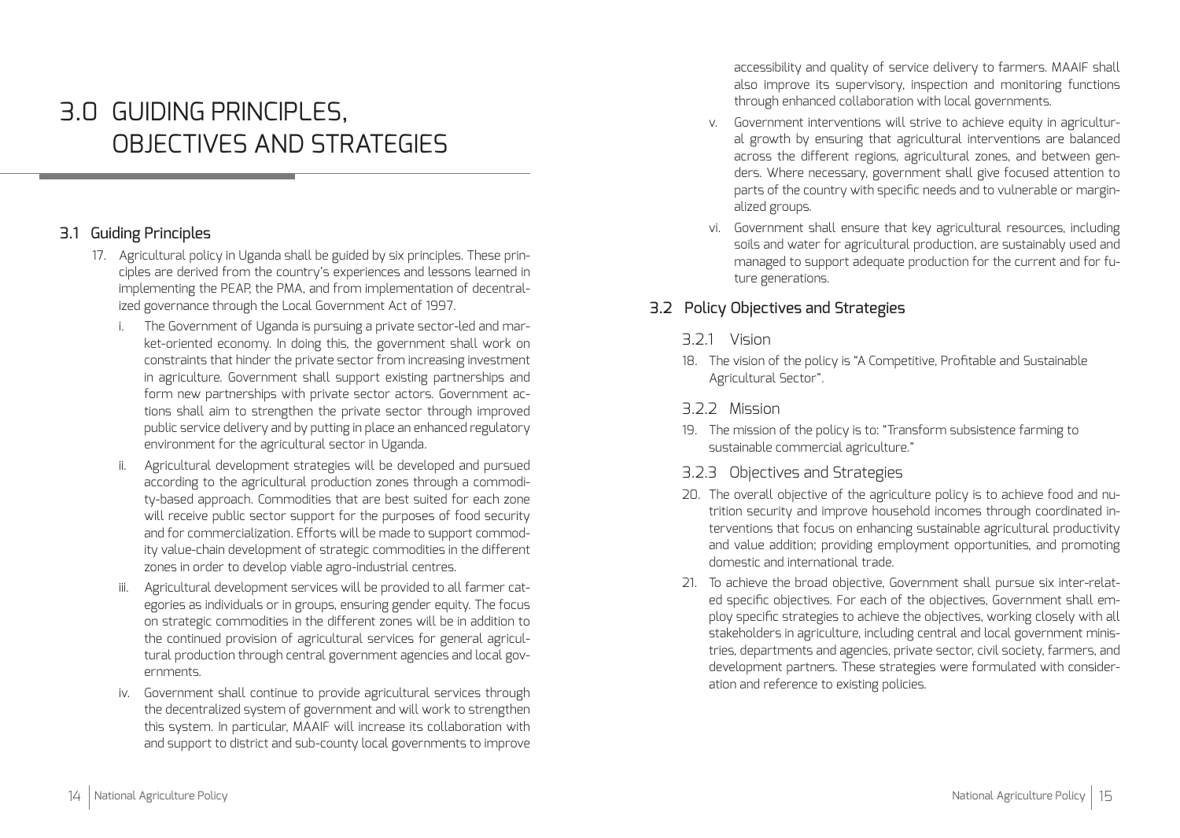# 3.0 GUIDING PRINCIPLES, OBJECTIVES AND STRATEGIES

## 3.1 Guiding Principles

17. Agricultural policy in Uganda shall be guided by six principles. These principles are derived from the country's experiences and lessons learned in implementing the PEAP, the PMA, and from implementation of decentralized governance through the Local Government Act of 1997.

    i. The Government of Uganda is pursuing a private sector-led and market-oriented economy. In doing this, the government shall work on constraints that hinder the private sector from increasing investment in agriculture. Government shall support existing partnerships and form new partnerships with private sector actors. Government actions shall aim to strengthen the private sector through improved public service delivery and by putting in place an enhanced regulatory environment for the agricultural sector in Uganda.

    ii. Agricultural development strategies will be developed and pursued according to the agricultural production zones through a commodity-based approach. Commodities that are best suited for each zone will receive public sector support for the purposes of food security and for commercialization. Efforts will be made to support commodity value-chain development of strategic commodities in the different zones in order to develop viable agro-industrial centres.

    iii. Agricultural development services will be provided to all farmer categories as individuals or in groups, ensuring gender equity. The focus on strategic commodities in the different zones will be in addition to the continued provision of agricultural services for general agricultural production through central government agencies and local governments.

    iv. Government shall continue to provide agricultural services through the decentralized system of government and will work to strengthen this system. In particular, MAAIF will increase its collaboration with and support to district and sub-county local governments to improve accessibility and quality of service delivery to farmers. MAAIF shall also improve its supervisory, inspection and monitoring functions through enhanced collaboration with local governments.

    v. Government interventions will strive to achieve equity in agricultural growth by ensuring that agricultural interventions are balanced across the different regions, agricultural zones, and between genders. Where necessary, government shall give focused attention to parts of the country with specific needs and to vulnerable or marginalized groups.

    vi. Government shall ensure that key agricultural resources, including soils and water for agricultural production, are sustainably used and managed to support adequate production for the current and for future generations.

## 3.2 Policy Objectives and Strategies

### 3.2.1 Vision

18. The vision of the policy is "A Competitive, Profitable and Sustainable Agricultural Sector".

### 3.2.2 Mission

19. The mission of the policy is to: "Transform subsistence farming to sustainable commercial agriculture."

### 3.2.3 Objectives and Strategies

20. The overall objective of the agriculture policy is to achieve food and nutrition security and improve household incomes through coordinated interventions that focus on enhancing sustainable agricultural productivity and value addition; providing employment opportunities, and promoting domestic and international trade.

21. To achieve the broad objective, Government shall pursue six inter-related specific objectives. For each of the objectives, Government shall employ specific strategies to achieve the objectives, working closely with all stakeholders in agriculture, including central and local government ministries, departments and agencies, private sector, civil society, farmers, and development partners. These strategies were formulated with consideration and reference to existing policies.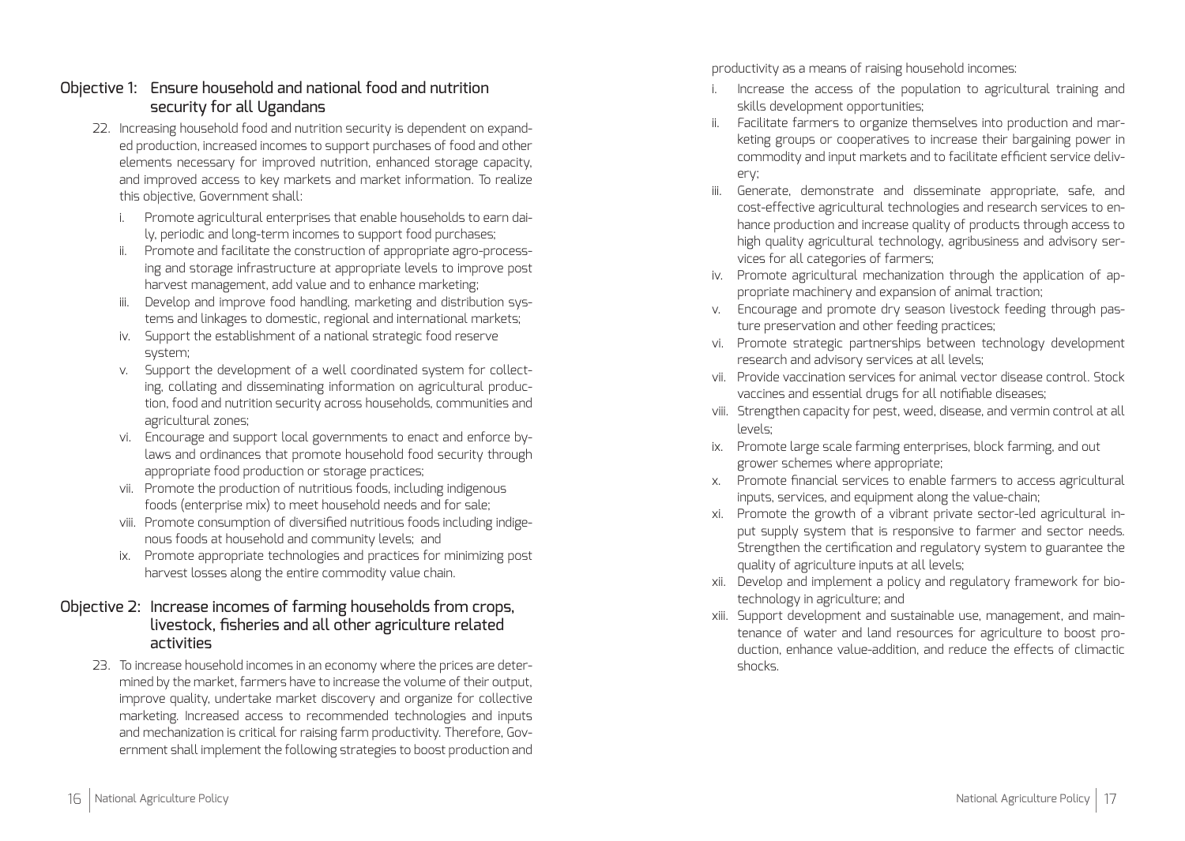## Objective 1: Ensure household and national food and nutrition security for all Ugandans

22. Increasing household food and nutrition security is dependent on expanded production, increased incomes to support purchases of food and other elements necessary for improved nutrition, enhanced storage capacity, and improved access to key markets and market information. To realize this objective, Government shall:

    i. Promote agricultural enterprises that enable households to earn daily, periodic and long-term incomes to support food purchases;
    ii. Promote and facilitate the construction of appropriate agro-processing and storage infrastructure at appropriate levels to improve post harvest management, add value and to enhance marketing;
    iii. Develop and improve food handling, marketing and distribution systems and linkages to domestic, regional and international markets;
    iv. Support the establishment of a national strategic food reserve system;
    v. Support the development of a well coordinated system for collecting, collating and disseminating information on agricultural production, food and nutrition security across households, communities and agricultural zones;
    vi. Encourage and support local governments to enact and enforce by-laws and ordinances that promote household food security through appropriate food production or storage practices;
    vii. Promote the production of nutritious foods, including indigenous foods (enterprise mix) to meet household needs and for sale;
    viii. Promote consumption of diversified nutritious foods including indigenous foods at household and community levels; and
    ix. Promote appropriate technologies and practices for minimizing post harvest losses along the entire commodity value chain.

## Objective 2: Increase incomes of farming households from crops, livestock, fisheries and all other agriculture related activities

23. To increase household incomes in an economy where the prices are determined by the market, farmers have to increase the volume of their output, improve quality, undertake market discovery and organize for collective marketing. Increased access to recommended technologies and inputs and mechanization is critical for raising farm productivity. Therefore, Government shall implement the following strategies to boost production and productivity as a means of raising household incomes:

    i. Increase the access of the population to agricultural training and skills development opportunities;
    ii. Facilitate farmers to organize themselves into production and marketing groups or cooperatives to increase their bargaining power in commodity and input markets and to facilitate efficient service delivery;
    iii. Generate, demonstrate and disseminate appropriate, safe, and cost-effective agricultural technologies and research services to enhance production and increase quality of products through access to high quality agricultural technology, agribusiness and advisory services for all categories of farmers;
    iv. Promote agricultural mechanization through the application of appropriate machinery and expansion of animal traction;
    v. Encourage and promote dry season livestock feeding through pasture preservation and other feeding practices;
    vi. Promote strategic partnerships between technology development research and advisory services at all levels;
    vii. Provide vaccination services for animal vector disease control. Stock vaccines and essential drugs for all notifiable diseases;
    viii. Strengthen capacity for pest, weed, disease, and vermin control at all levels;
    ix. Promote large scale farming enterprises, block farming, and out grower schemes where appropriate;
    x. Promote financial services to enable farmers to access agricultural inputs, services, and equipment along the value-chain;
    xi. Promote the growth of a vibrant private sector-led agricultural input supply system that is responsive to farmer and sector needs. Strengthen the certification and regulatory system to guarantee the quality of agriculture inputs at all levels;
    xii. Develop and implement a policy and regulatory framework for biotechnology in agriculture; and
    xiii. Support development and sustainable use, management, and maintenance of water and land resources for agriculture to boost production, enhance value-addition, and reduce the effects of climactic shocks.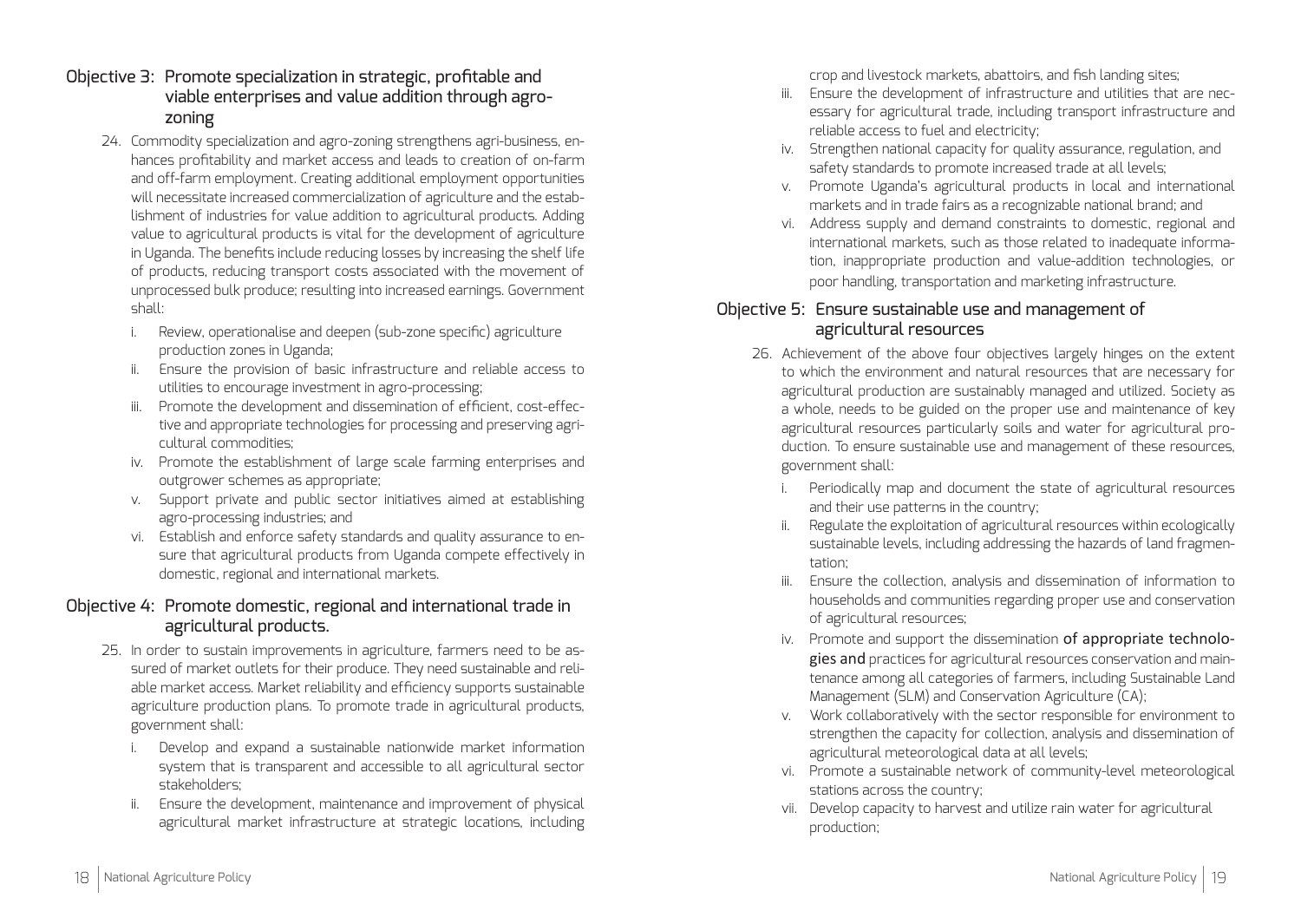### Objective 3: Promote specialization in strategic, profitable and viable enterprises and value addition through agro-zoning

24. Commodity specialization and agro-zoning strengthens agri-business, enhances profitability and market access and leads to creation of on-farm and off-farm employment. Creating additional employment opportunities will necessitate increased commercialization of agriculture and the establishment of industries for value addition to agricultural products. Adding value to agricultural products is vital for the development of agriculture in Uganda. The benefits include reducing losses by increasing the shelf life of products, reducing transport costs associated with the movement of unprocessed bulk produce; resulting into increased earnings. Government shall:

    i. Review, operationalise and deepen (sub-zone specific) agriculture production zones in Uganda;
    ii. Ensure the provision of basic infrastructure and reliable access to utilities to encourage investment in agro-processing;
    iii. Promote the development and dissemination of efficient, cost-effective and appropriate technologies for processing and preserving agricultural commodities;
    iv. Promote the establishment of large scale farming enterprises and outgrower schemes as appropriate;
    v. Support private and public sector initiatives aimed at establishing agro-processing industries; and
    vi. Establish and enforce safety standards and quality assurance to ensure that agricultural products from Uganda compete effectively in domestic, regional and international markets.

### Objective 4: Promote domestic, regional and international trade in agricultural products.

25. In order to sustain improvements in agriculture, farmers need to be assured of market outlets for their produce. They need sustainable and reliable market access. Market reliability and efficiency supports sustainable agriculture production plans. To promote trade in agricultural products, government shall:

    i. Develop and expand a sustainable nationwide market information system that is transparent and accessible to all agricultural sector stakeholders;
    ii. Ensure the development, maintenance and improvement of physical agricultural market infrastructure at strategic locations, including crop and livestock markets, abattoirs, and fish landing sites;
    iii. Ensure the development of infrastructure and utilities that are necessary for agricultural trade, including transport infrastructure and reliable access to fuel and electricity;
    iv. Strengthen national capacity for quality assurance, regulation, and safety standards to promote increased trade at all levels;
    v. Promote Uganda's agricultural products in local and international markets and in trade fairs as a recognizable national brand; and
    vi. Address supply and demand constraints to domestic, regional and international markets, such as those related to inadequate information, inappropriate production and value-addition technologies, or poor handling, transportation and marketing infrastructure.

### Objective 5: Ensure sustainable use and management of agricultural resources

26. Achievement of the above four objectives largely hinges on the extent to which the environment and natural resources that are necessary for agricultural production are sustainably managed and utilized. Society as a whole, needs to be guided on the proper use and maintenance of key agricultural resources particularly soils and water for agricultural production. To ensure sustainable use and management of these resources, government shall:

    i. Periodically map and document the state of agricultural resources and their use patterns in the country;
    ii. Regulate the exploitation of agricultural resources within ecologically sustainable levels, including addressing the hazards of land fragmentation;
    iii. Ensure the collection, analysis and dissemination of information to households and communities regarding proper use and conservation of agricultural resources;
    iv. Promote and support the dissemination of appropriate technologies and practices for agricultural resources conservation and maintenance among all categories of farmers, including Sustainable Land Management (SLM) and Conservation Agriculture (CA);
    v. Work collaboratively with the sector responsible for environment to strengthen the capacity for collection, analysis and dissemination of agricultural meteorological data at all levels;
    vi. Promote a sustainable network of community-level meteorological stations across the country;
    vii. Develop capacity to harvest and utilize rain water for agricultural production;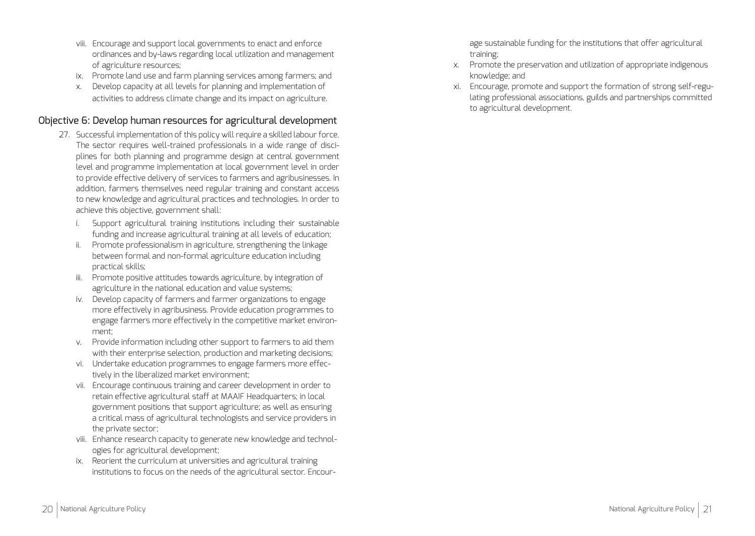viii. Encourage and support local governments to enact and enforce ordinances and by-laws regarding local utilization and management of agriculture resources;
ix. Promote land use and farm planning services among farmers; and
x. Develop capacity at all levels for planning and implementation of activities to address climate change and its impact on agriculture.

## Objective 6: Develop human resources for agricultural development

27. Successful implementation of this policy will require a skilled labour force. The sector requires well-trained professionals in a wide range of disciplines for both planning and programme design at central government level and programme implementation at local government level in order to provide effective delivery of services to farmers and agribusinesses. In addition, farmers themselves need regular training and constant access to new knowledge and agricultural practices and technologies. In order to achieve this objective, government shall:
    i. Support agricultural training institutions including their sustainable funding and increase agricultural training at all levels of education;
    ii. Promote professionalism in agriculture, strengthening the linkage between formal and non-formal agriculture education including practical skills;
    iii. Promote positive attitudes towards agriculture, by integration of agriculture in the national education and value systems;
    iv. Develop capacity of farmers and farmer organizations to engage more effectively in agribusiness. Provide education programmes to engage farmers more effectively in the competitive market environment;
    v. Provide information including other support to farmers to aid them with their enterprise selection, production and marketing decisions;
    vi. Undertake education programmes to engage farmers more effectively in the liberalized market environment;
    vii. Encourage continuous training and career development in order to retain effective agricultural staff at MAAIF Headquarters; in local government positions that support agriculture; as well as ensuring a critical mass of agricultural technologists and service providers in the private sector;
    viii. Enhance research capacity to generate new knowledge and technologies for agricultural development;
    ix. Reorient the curriculum at universities and agricultural training institutions to focus on the needs of the agricultural sector. Encourage sustainable funding for the institutions that offer agricultural training;
    x. Promote the preservation and utilization of appropriate indigenous knowledge; and
    xi. Encourage, promote and support the formation of strong self-regulating professional associations, guilds and partnerships committed to agricultural development.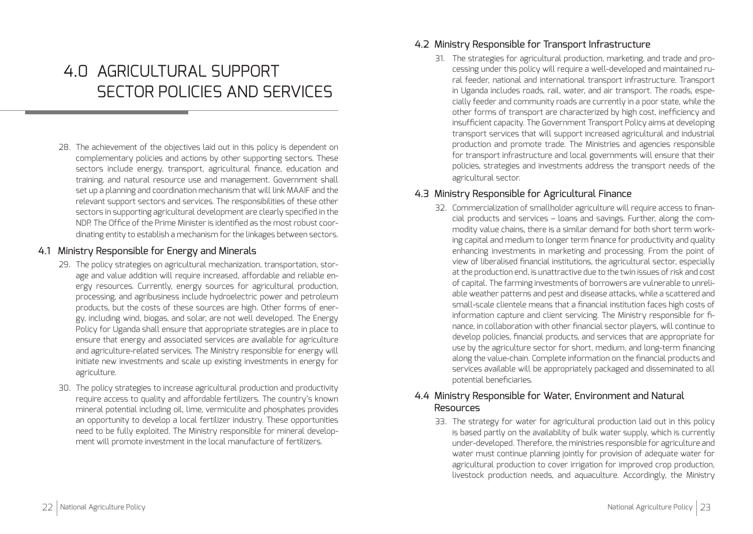# 4.0 AGRICULTURAL SUPPORT SECTOR POLICIES AND SERVICES

28. The achievement of the objectives laid out in this policy is dependent on complementary policies and actions by other supporting sectors. These sectors include energy, transport, agricultural finance, education and training, and natural resource use and management. Government shall set up a planning and coordination mechanism that will link MAAIF and the relevant support sectors and services. The responsibilities of these other sectors in supporting agricultural development are clearly specified in the NDP. The Office of the Prime Minister is identified as the most robust coordinating entity to establish a mechanism for the linkages between sectors.

## 4.1 Ministry Responsible for Energy and Minerals

29. The policy strategies on agricultural mechanization, transportation, storage and value addition will require increased, affordable and reliable energy resources. Currently, energy sources for agricultural production, processing, and agribusiness include hydroelectric power and petroleum products, but the costs of these sources are high. Other forms of energy, including wind, biogas, and solar, are not well developed. The Energy Policy for Uganda shall ensure that appropriate strategies are in place to ensure that energy and associated services are available for agriculture and agriculture-related services. The Ministry responsible for energy will initiate new investments and scale up existing investments in energy for agriculture.

30. The policy strategies to increase agricultural production and productivity require access to quality and affordable fertilizers. The country's known mineral potential including oil, lime, vermiculite and phosphates provides an opportunity to develop a local fertilizer industry. These opportunities need to be fully exploited. The Ministry responsible for mineral development will promote investment in the local manufacture of fertilizers.

## 4.2 Ministry Responsible for Transport Infrastructure

31. The strategies for agricultural production, marketing, and trade and processing under this policy will require a well-developed and maintained rural feeder, national and international transport infrastructure. Transport in Uganda includes roads, rail, water, and air transport. The roads, especially feeder and community roads are currently in a poor state, while the other forms of transport are characterized by high cost, inefficiency and insufficient capacity. The Government Transport Policy aims at developing transport services that will support increased agricultural and industrial production and promote trade. The Ministries and agencies responsible for transport infrastructure and local governments will ensure that their policies, strategies and investments address the transport needs of the agricultural sector.

## 4.3 Ministry Responsible for Agricultural Finance

32. Commercialization of smallholder agriculture will require access to financial products and services – loans and savings. Further, along the commodity value chains, there is a similar demand for both short term working capital and medium to longer term finance for productivity and quality enhancing investments in marketing and processing. From the point of view of liberalised financial institutions, the agricultural sector, especially at the production end, is unattractive due to the twin issues of risk and cost of capital. The farming investments of borrowers are vulnerable to unreliable weather patterns and pest and disease attacks, while a scattered and small-scale clientele means that a financial institution faces high costs of information capture and client servicing. The Ministry responsible for finance, in collaboration with other financial sector players, will continue to develop policies, financial products, and services that are appropriate for use by the agriculture sector for short, medium, and long-term financing along the value-chain. Complete information on the financial products and services available will be appropriately packaged and disseminated to all potential beneficiaries.

## 4.4 Ministry Responsible for Water, Environment and Natural Resources

33. The strategy for water for agricultural production laid out in this policy is based partly on the availability of bulk water supply, which is currently under-developed. Therefore, the ministries responsible for agriculture and water must continue planning jointly for provision of adequate water for agricultural production to cover irrigation for improved crop production, livestock production needs, and aquaculture. Accordingly, the Ministry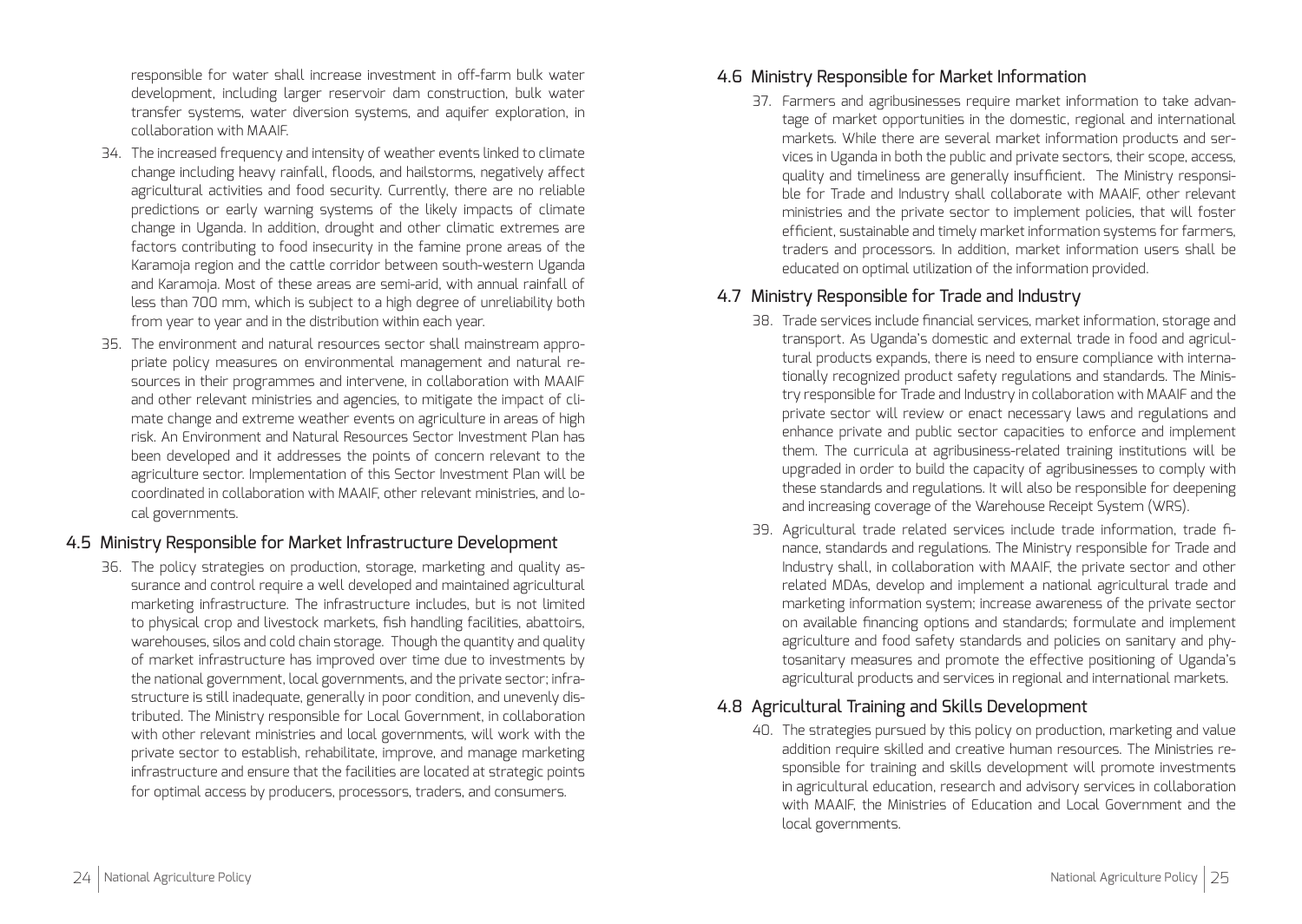responsible for water shall increase investment in off-farm bulk water development, including larger reservoir dam construction, bulk water transfer systems, water diversion systems, and aquifer exploration, in collaboration with MAAIF.

34. The increased frequency and intensity of weather events linked to climate change including heavy rainfall, floods, and hailstorms, negatively affect agricultural activities and food security. Currently, there are no reliable predictions or early warning systems of the likely impacts of climate change in Uganda. In addition, drought and other climatic extremes are factors contributing to food insecurity in the famine prone areas of the Karamoja region and the cattle corridor between south-western Uganda and Karamoja. Most of these areas are semi-arid, with annual rainfall of less than 700 mm, which is subject to a high degree of unreliability both from year to year and in the distribution within each year.

35. The environment and natural resources sector shall mainstream appropriate policy measures on environmental management and natural resources in their programmes and intervene, in collaboration with MAAIF and other relevant ministries and agencies, to mitigate the impact of climate change and extreme weather events on agriculture in areas of high risk. An Environment and Natural Resources Sector Investment Plan has been developed and it addresses the points of concern relevant to the agriculture sector. Implementation of this Sector Investment Plan will be coordinated in collaboration with MAAIF, other relevant ministries, and local governments.

## 4.5 Ministry Responsible for Market Infrastructure Development

36. The policy strategies on production, storage, marketing and quality assurance and control require a well developed and maintained agricultural marketing infrastructure. The infrastructure includes, but is not limited to physical crop and livestock markets, fish handling facilities, abattoirs, warehouses, silos and cold chain storage. Though the quantity and quality of market infrastructure has improved over time due to investments by the national government, local governments, and the private sector; infrastructure is still inadequate, generally in poor condition, and unevenly distributed. The Ministry responsible for Local Government, in collaboration with other relevant ministries and local governments, will work with the private sector to establish, rehabilitate, improve, and manage marketing infrastructure and ensure that the facilities are located at strategic points for optimal access by producers, processors, traders, and consumers.

## 4.6 Ministry Responsible for Market Information

37. Farmers and agribusinesses require market information to take advantage of market opportunities in the domestic, regional and international markets. While there are several market information products and services in Uganda in both the public and private sectors, their scope, access, quality and timeliness are generally insufficient. The Ministry responsible for Trade and Industry shall collaborate with MAAIF, other relevant ministries and the private sector to implement policies, that will foster efficient, sustainable and timely market information systems for farmers, traders and processors. In addition, market information users shall be educated on optimal utilization of the information provided.

## 4.7 Ministry Responsible for Trade and Industry

38. Trade services include financial services, market information, storage and transport. As Uganda's domestic and external trade in food and agricultural products expands, there is need to ensure compliance with internationally recognized product safety regulations and standards. The Ministry responsible for Trade and Industry in collaboration with MAAIF and the private sector will review or enact necessary laws and regulations and enhance private and public sector capacities to enforce and implement them. The curricula at agribusiness-related training institutions will be upgraded in order to build the capacity of agribusinesses to comply with these standards and regulations. It will also be responsible for deepening and increasing coverage of the Warehouse Receipt System (WRS).

39. Agricultural trade related services include trade information, trade finance, standards and regulations. The Ministry responsible for Trade and Industry shall, in collaboration with MAAIF, the private sector and other related MDAs, develop and implement a national agricultural trade and marketing information system; increase awareness of the private sector on available financing options and standards; formulate and implement agriculture and food safety standards and policies on sanitary and phytosanitary measures and promote the effective positioning of Uganda's agricultural products and services in regional and international markets.

## 4.8 Agricultural Training and Skills Development

40. The strategies pursued by this policy on production, marketing and value addition require skilled and creative human resources. The Ministries responsible for training and skills development will promote investments in agricultural education, research and advisory services in collaboration with MAAIF, the Ministries of Education and Local Government and the local governments.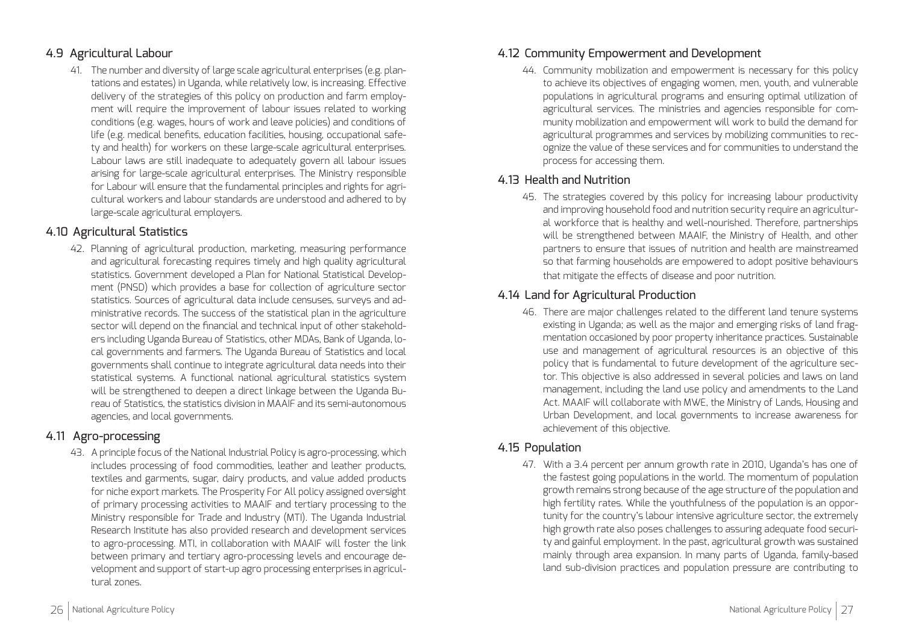## 4.9 Agricultural Labour

41. The number and diversity of large scale agricultural enterprises (e.g. plantations and estates) in Uganda, while relatively low, is increasing. Effective delivery of the strategies of this policy on production and farm employment will require the improvement of labour issues related to working conditions (e.g. wages, hours of work and leave policies) and conditions of life (e.g. medical benefits, education facilities, housing, occupational safety and health) for workers on these large-scale agricultural enterprises. Labour laws are still inadequate to adequately govern all labour issues arising for large-scale agricultural enterprises. The Ministry responsible for Labour will ensure that the fundamental principles and rights for agricultural workers and labour standards are understood and adhered to by large-scale agricultural employers.

## 4.10 Agricultural Statistics

42. Planning of agricultural production, marketing, measuring performance and agricultural forecasting requires timely and high quality agricultural statistics. Government developed a Plan for National Statistical Development (PNSD) which provides a base for collection of agriculture sector statistics. Sources of agricultural data include censuses, surveys and administrative records. The success of the statistical plan in the agriculture sector will depend on the financial and technical input of other stakeholders including Uganda Bureau of Statistics, other MDAs, Bank of Uganda, local governments and farmers. The Uganda Bureau of Statistics and local governments shall continue to integrate agricultural data needs into their statistical systems. A functional national agricultural statistics system will be strengthened to deepen a direct linkage between the Uganda Bureau of Statistics, the statistics division in MAAIF and its semi-autonomous agencies, and local governments.

## 4.11 Agro-processing

43. A principle focus of the National Industrial Policy is agro-processing, which includes processing of food commodities, leather and leather products, textiles and garments, sugar, dairy products, and value added products for niche export markets. The Prosperity For All policy assigned oversight of primary processing activities to MAAIF and tertiary processing to the Ministry responsible for Trade and Industry (MTI). The Uganda Industrial Research Institute has also provided research and development services to agro-processing. MTI, in collaboration with MAAIF will foster the link between primary and tertiary agro-processing levels and encourage development and support of start-up agro processing enterprises in agricultural zones.

## 4.12 Community Empowerment and Development

44. Community mobilization and empowerment is necessary for this policy to achieve its objectives of engaging women, men, youth, and vulnerable populations in agricultural programs and ensuring optimal utilization of agricultural services. The ministries and agencies responsible for community mobilization and empowerment will work to build the demand for agricultural programmes and services by mobilizing communities to recognize the value of these services and for communities to understand the process for accessing them.

## 4.13 Health and Nutrition

45. The strategies covered by this policy for increasing labour productivity and improving household food and nutrition security require an agricultural workforce that is healthy and well-nourished. Therefore, partnerships will be strengthened between MAAIF, the Ministry of Health, and other partners to ensure that issues of nutrition and health are mainstreamed so that farming households are empowered to adopt positive behaviours that mitigate the effects of disease and poor nutrition.

## 4.14 Land for Agricultural Production

46. There are major challenges related to the different land tenure systems existing in Uganda; as well as the major and emerging risks of land fragmentation occasioned by poor property inheritance practices. Sustainable use and management of agricultural resources is an objective of this policy that is fundamental to future development of the agriculture sector. This objective is also addressed in several policies and laws on land management, including the land use policy and amendments to the Land Act. MAAIF will collaborate with MWE, the Ministry of Lands, Housing and Urban Development, and local governments to increase awareness for achievement of this objective.

## 4.15 Population

47. With a 3.4 percent per annum growth rate in 2010, Uganda's has one of the fastest going populations in the world. The momentum of population growth remains strong because of the age structure of the population and high fertility rates. While the youthfulness of the population is an opportunity for the country's labour intensive agriculture sector, the extremely high growth rate also poses challenges to assuring adequate food security and gainful employment. In the past, agricultural growth was sustained mainly through area expansion. In many parts of Uganda, family-based land sub-division practices and population pressure are contributing to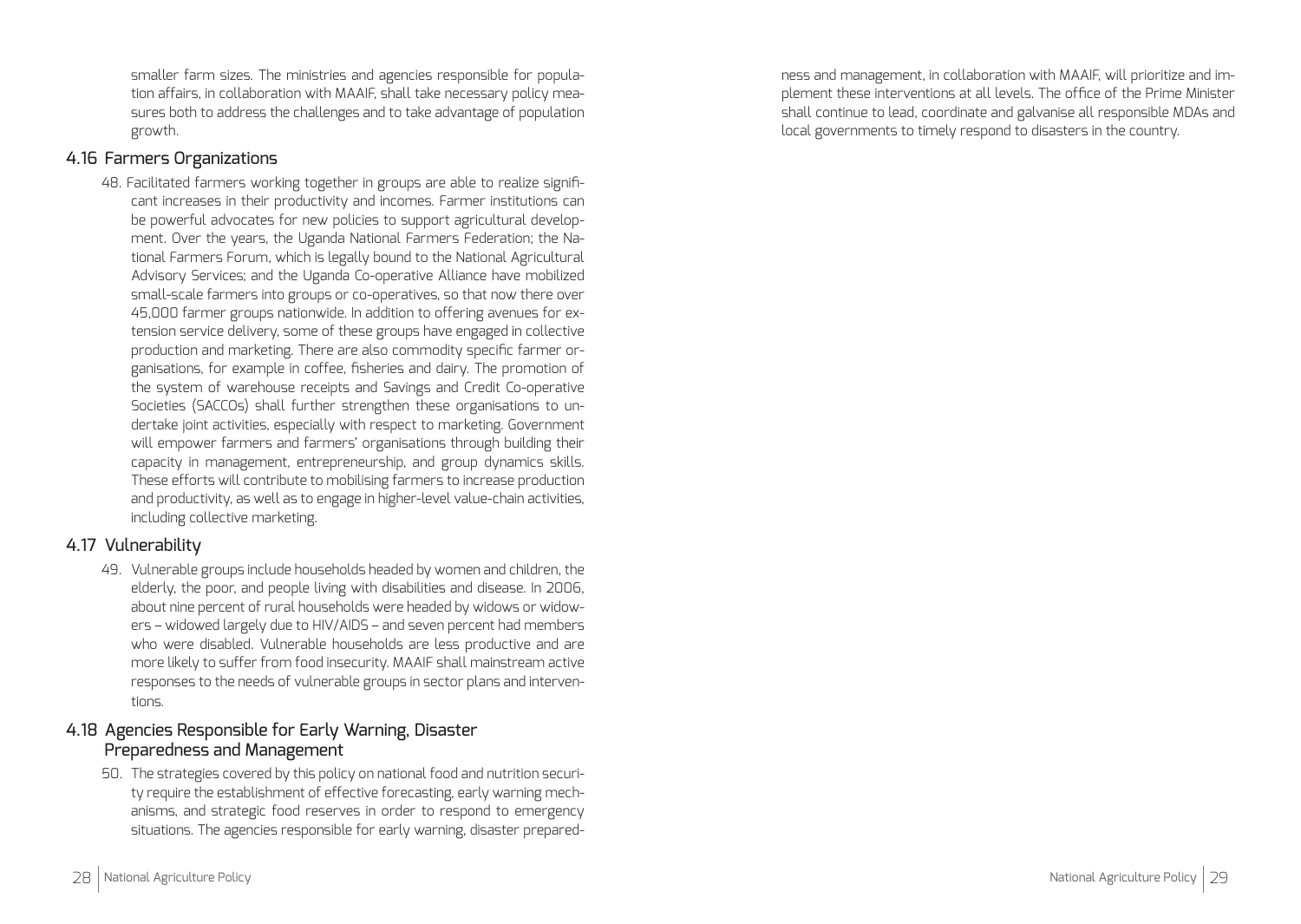smaller farm sizes. The ministries and agencies responsible for population affairs, in collaboration with MAAIF, shall take necessary policy measures both to address the challenges and to take advantage of population growth.

### 4.16 Farmers Organizations

48. Facilitated farmers working together in groups are able to realize significant increases in their productivity and incomes. Farmer institutions can be powerful advocates for new policies to support agricultural development. Over the years, the Uganda National Farmers Federation; the National Farmers Forum, which is legally bound to the National Agricultural Advisory Services; and the Uganda Co-operative Alliance have mobilized small-scale farmers into groups or co-operatives, so that now there over 45,000 farmer groups nationwide. In addition to offering avenues for extension service delivery, some of these groups have engaged in collective production and marketing. There are also commodity specific farmer organisations, for example in coffee, fisheries and dairy. The promotion of the system of warehouse receipts and Savings and Credit Co-operative Societies (SACCOs) shall further strengthen these organisations to undertake joint activities, especially with respect to marketing. Government will empower farmers and farmers' organisations through building their capacity in management, entrepreneurship, and group dynamics skills. These efforts will contribute to mobilising farmers to increase production and productivity, as well as to engage in higher-level value-chain activities, including collective marketing.

### 4.17 Vulnerability

49. Vulnerable groups include households headed by women and children, the elderly, the poor, and people living with disabilities and disease. In 2006, about nine percent of rural households were headed by widows or widowers – widowed largely due to HIV/AIDS – and seven percent had members who were disabled. Vulnerable households are less productive and are more likely to suffer from food insecurity. MAAIF shall mainstream active responses to the needs of vulnerable groups in sector plans and interventions.

### 4.18 Agencies Responsible for Early Warning, Disaster Preparedness and Management

50. The strategies covered by this policy on national food and nutrition security require the establishment of effective forecasting, early warning mechanisms, and strategic food reserves in order to respond to emergency situations. The agencies responsible for early warning, disaster preparedness and management, in collaboration with MAAIF, will prioritize and implement these interventions at all levels. The office of the Prime Minister shall continue to lead, coordinate and galvanise all responsible MDAs and local governments to timely respond to disasters in the country.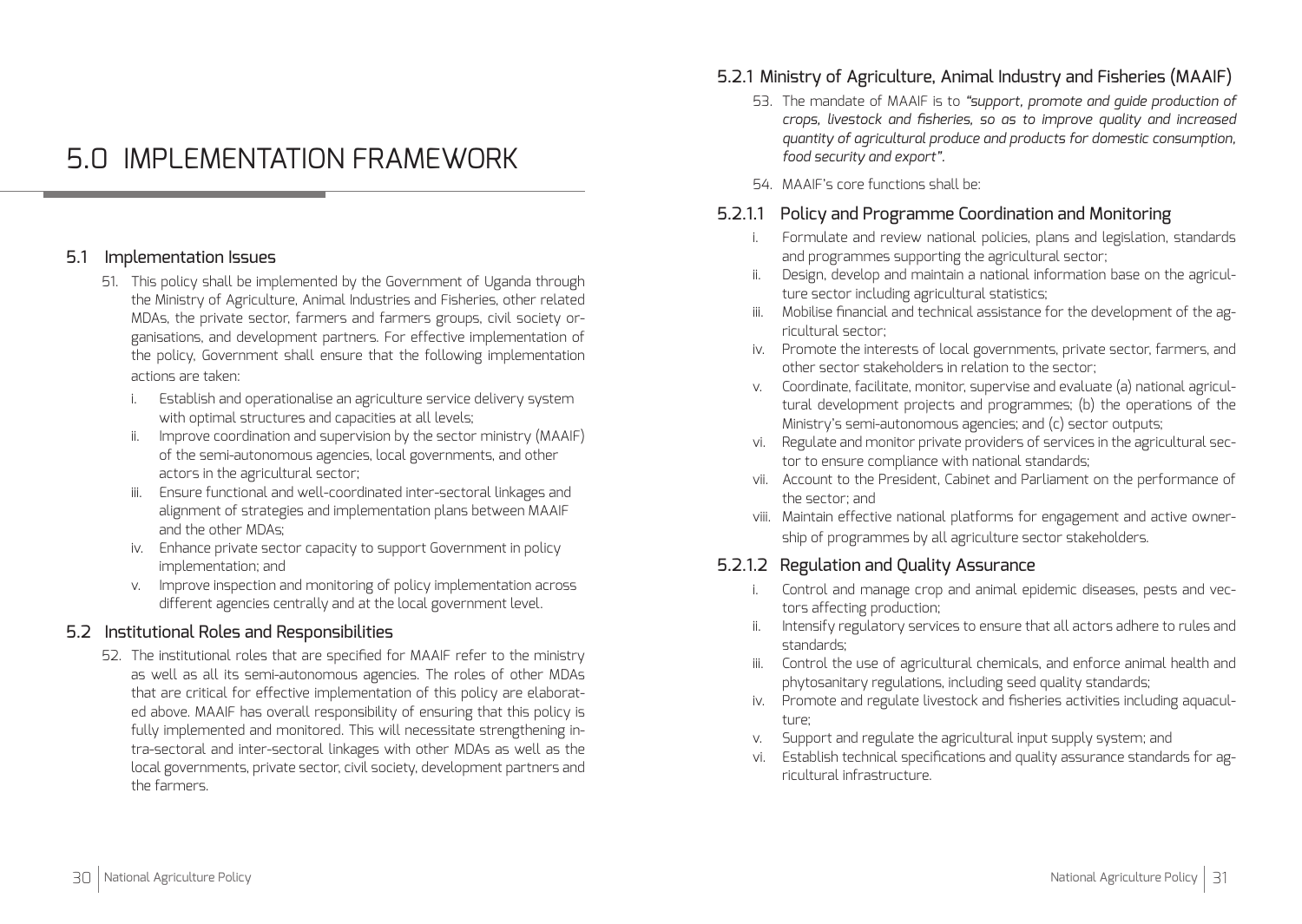# 5.0 IMPLEMENTATION FRAMEWORK

## 5.1 Implementation Issues

51. This policy shall be implemented by the Government of Uganda through the Ministry of Agriculture, Animal Industries and Fisheries, other related MDAs, the private sector, farmers and farmers groups, civil society organisations, and development partners. For effective implementation of the policy, Government shall ensure that the following implementation actions are taken:

    i. Establish and operationalise an agriculture service delivery system with optimal structures and capacities at all levels;
    ii. Improve coordination and supervision by the sector ministry (MAAIF) of the semi-autonomous agencies, local governments, and other actors in the agricultural sector;
    iii. Ensure functional and well-coordinated inter-sectoral linkages and alignment of strategies and implementation plans between MAAIF and the other MDAs;
    iv. Enhance private sector capacity to support Government in policy implementation; and
    v. Improve inspection and monitoring of policy implementation across different agencies centrally and at the local government level.

## 5.2 Institutional Roles and Responsibilities

52. The institutional roles that are specified for MAAIF refer to the ministry as well as all its semi-autonomous agencies. The roles of other MDAs that are critical for effective implementation of this policy are elaborated above. MAAIF has overall responsibility of ensuring that this policy is fully implemented and monitored. This will necessitate strengthening intra-sectoral and inter-sectoral linkages with other MDAs as well as the local governments, private sector, civil society, development partners and the farmers.

### 5.2.1 Ministry of Agriculture, Animal Industry and Fisheries (MAAIF)

53. The mandate of MAAIF is to *"support, promote and guide production of crops, livestock and fisheries, so as to improve quality and increased quantity of agricultural produce and products for domestic consumption, food security and export"*.

54. MAAIF's core functions shall be:

#### 5.2.1.1 Policy and Programme Coordination and Monitoring

i. Formulate and review national policies, plans and legislation, standards and programmes supporting the agricultural sector;
ii. Design, develop and maintain a national information base on the agriculture sector including agricultural statistics;
iii. Mobilise financial and technical assistance for the development of the agricultural sector;
iv. Promote the interests of local governments, private sector, farmers, and other sector stakeholders in relation to the sector;
v. Coordinate, facilitate, monitor, supervise and evaluate (a) national agricultural development projects and programmes; (b) the operations of the Ministry's semi-autonomous agencies; and (c) sector outputs;
vi. Regulate and monitor private providers of services in the agricultural sector to ensure compliance with national standards;
vii. Account to the President, Cabinet and Parliament on the performance of the sector; and
viii. Maintain effective national platforms for engagement and active ownership of programmes by all agriculture sector stakeholders.

#### 5.2.1.2 Regulation and Quality Assurance

i. Control and manage crop and animal epidemic diseases, pests and vectors affecting production;
ii. Intensify regulatory services to ensure that all actors adhere to rules and standards;
iii. Control the use of agricultural chemicals, and enforce animal health and phytosanitary regulations, including seed quality standards;
iv. Promote and regulate livestock and fisheries activities including aquaculture;
v. Support and regulate the agricultural input supply system; and
vi. Establish technical specifications and quality assurance standards for agricultural infrastructure.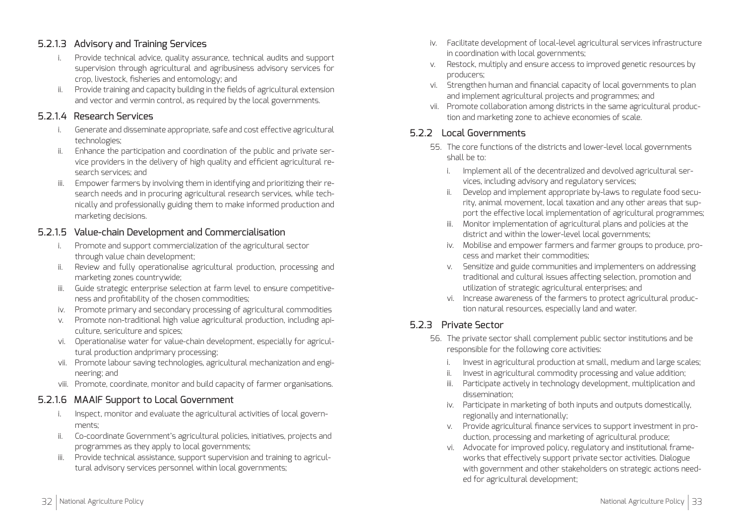#### 5.2.1.3 Advisory and Training Services

i. Provide technical advice, quality assurance, technical audits and support supervision through agricultural and agribusiness advisory services for crop, livestock, fisheries and entomology; and
ii. Provide training and capacity building in the fields of agricultural extension and vector and vermin control, as required by the local governments.

#### 5.2.1.4 Research Services

i. Generate and disseminate appropriate, safe and cost effective agricultural technologies;
ii. Enhance the participation and coordination of the public and private service providers in the delivery of high quality and efficient agricultural research services; and
iii. Empower farmers by involving them in identifying and prioritizing their research needs and in procuring agricultural research services, while technically and professionally guiding them to make informed production and marketing decisions.

#### 5.2.1.5 Value-chain Development and Commercialisation

i. Promote and support commercialization of the agricultural sector through value chain development;
ii. Review and fully operationalise agricultural production, processing and marketing zones countrywide;
iii. Guide strategic enterprise selection at farm level to ensure competitiveness and profitability of the chosen commodities;
iv. Promote primary and secondary processing of agricultural commodities
v. Promote non-traditional high value agricultural production, including apiculture, sericulture and spices;
vi. Operationalise water for value-chain development, especially for agricultural production andprimary processing;
vii. Promote labour saving technologies, agricultural mechanization and engineering; and
viii. Promote, coordinate, monitor and build capacity of farmer organisations.

#### 5.2.1.6 MAAIF Support to Local Government

i. Inspect, monitor and evaluate the agricultural activities of local governments;
ii. Co-coordinate Government's agricultural policies, initiatives, projects and programmes as they apply to local governments;
iii. Provide technical assistance, support supervision and training to agricultural advisory services personnel within local governments;
iv. Facilitate development of local-level agricultural services infrastructure in coordination with local governments;
v. Restock, multiply and ensure access to improved genetic resources by producers;
vi. Strengthen human and financial capacity of local governments to plan and implement agricultural projects and programmes; and
vii. Promote collaboration among districts in the same agricultural production and marketing zone to achieve economies of scale.

### 5.2.2 Local Governments

55. The core functions of the districts and lower-level local governments shall be to:

    i. Implement all of the decentralized and devolved agricultural services, including advisory and regulatory services;
    ii. Develop and implement appropriate by-laws to regulate food security, animal movement, local taxation and any other areas that support the effective local implementation of agricultural programmes;
    iii. Monitor implementation of agricultural plans and policies at the district and within the lower-level local governments;
    iv. Mobilise and empower farmers and farmer groups to produce, process and market their commodities;
    v. Sensitize and guide communities and implementers on addressing traditional and cultural issues affecting selection, promotion and utilization of strategic agricultural enterprises; and
    vi. Increase awareness of the farmers to protect agricultural production natural resources, especially land and water.

### 5.2.3 Private Sector

56. The private sector shall complement public sector institutions and be responsible for the following core activities:

    i. Invest in agricultural production at small, medium and large scales;
    ii. Invest in agricultural commodity processing and value addition;
    iii. Participate actively in technology development, multiplication and dissemination;
    iv. Participate in marketing of both inputs and outputs domestically, regionally and internationally;
    v. Provide agricultural finance services to support investment in production, processing and marketing of agricultural produce;
    vi. Advocate for improved policy, regulatory and institutional frameworks that effectively support private sector activities. Dialogue with government and other stakeholders on strategic actions needed for agricultural development;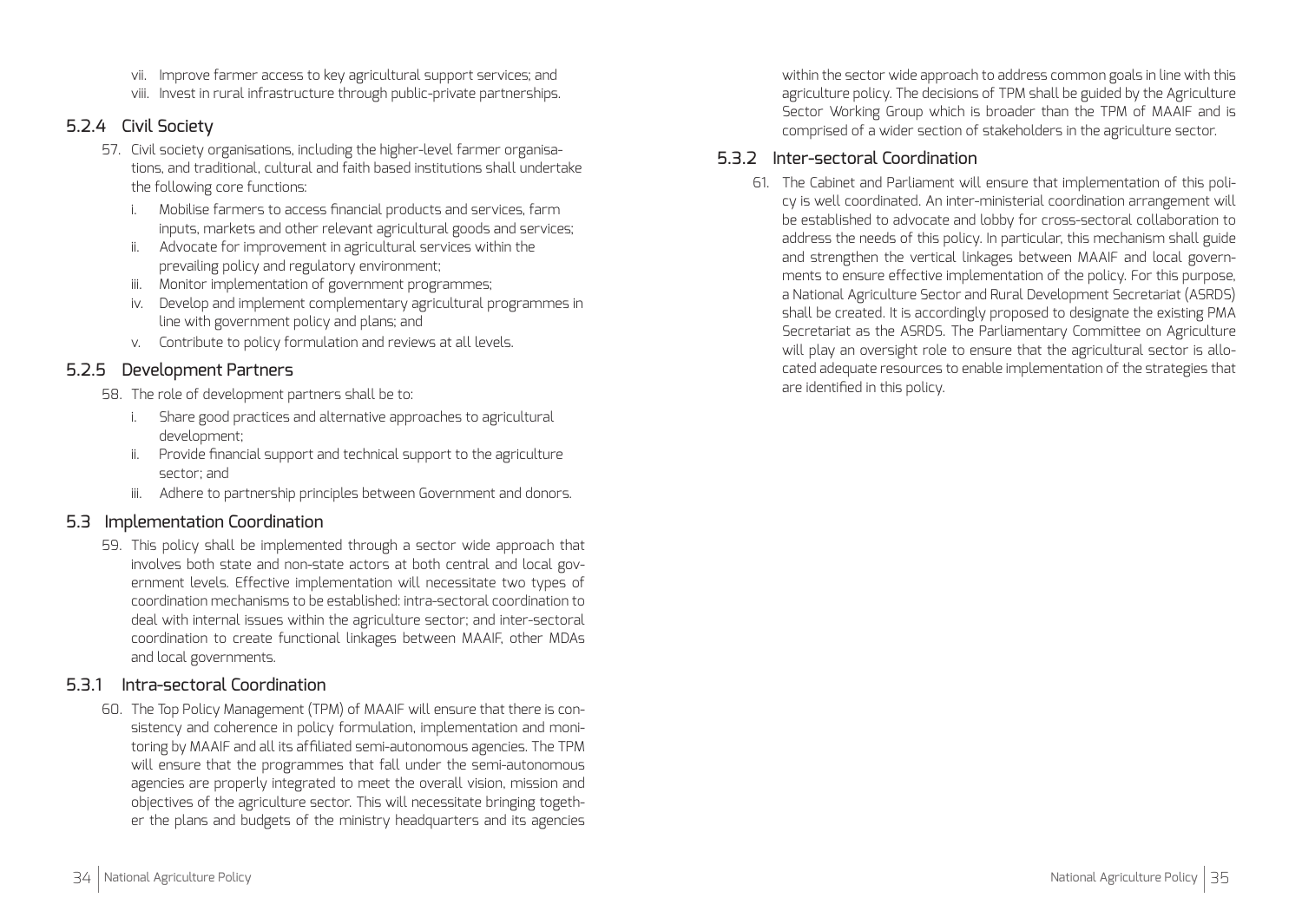vii. Improve farmer access to key agricultural support services; and
viii. Invest in rural infrastructure through public-private partnerships.

### 5.2.4 Civil Society

57. Civil society organisations, including the higher-level farmer organisations, and traditional, cultural and faith based institutions shall undertake the following core functions:
    i. Mobilise farmers to access financial products and services, farm inputs, markets and other relevant agricultural goods and services;
    ii. Advocate for improvement in agricultural services within the prevailing policy and regulatory environment;
    iii. Monitor implementation of government programmes;
    iv. Develop and implement complementary agricultural programmes in line with government policy and plans; and
    v. Contribute to policy formulation and reviews at all levels.

### 5.2.5 Development Partners

58. The role of development partners shall be to:
    i. Share good practices and alternative approaches to agricultural development;
    ii. Provide financial support and technical support to the agriculture sector; and
    iii. Adhere to partnership principles between Government and donors.

## 5.3 Implementation Coordination

59. This policy shall be implemented through a sector wide approach that involves both state and non-state actors at both central and local government levels. Effective implementation will necessitate two types of coordination mechanisms to be established: intra-sectoral coordination to deal with internal issues within the agriculture sector; and inter-sectoral coordination to create functional linkages between MAAIF, other MDAs and local governments.

### 5.3.1 Intra-sectoral Coordination

60. The Top Policy Management (TPM) of MAAIF will ensure that there is consistency and coherence in policy formulation, implementation and monitoring by MAAIF and all its affiliated semi-autonomous agencies. The TPM will ensure that the programmes that fall under the semi-autonomous agencies are properly integrated to meet the overall vision, mission and objectives of the agriculture sector. This will necessitate bringing together the plans and budgets of the ministry headquarters and its agencies within the sector wide approach to address common goals in line with this agriculture policy. The decisions of TPM shall be guided by the Agriculture Sector Working Group which is broader than the TPM of MAAIF and is comprised of a wider section of stakeholders in the agriculture sector.

### 5.3.2 Inter-sectoral Coordination

61. The Cabinet and Parliament will ensure that implementation of this policy is well coordinated. An inter-ministerial coordination arrangement will be established to advocate and lobby for cross-sectoral collaboration to address the needs of this policy. In particular, this mechanism shall guide and strengthen the vertical linkages between MAAIF and local governments to ensure effective implementation of the policy. For this purpose, a National Agriculture Sector and Rural Development Secretariat (ASRDS) shall be created. It is accordingly proposed to designate the existing PMA Secretariat as the ASRDS. The Parliamentary Committee on Agriculture will play an oversight role to ensure that the agricultural sector is allocated adequate resources to enable implementation of the strategies that are identified in this policy.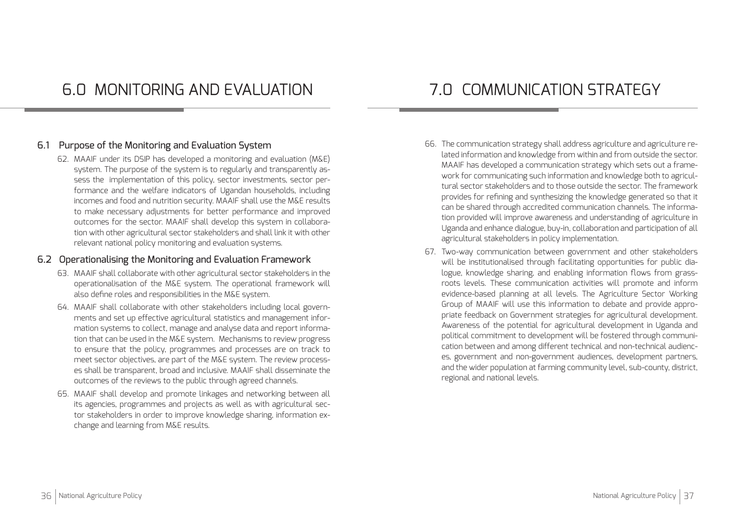# 6.0 MONITORING AND EVALUATION

## 6.1 Purpose of the Monitoring and Evaluation System

62. MAAIF under its DSIP has developed a monitoring and evaluation (M&E) system. The purpose of the system is to regularly and transparently assess the implementation of this policy, sector investments, sector performance and the welfare indicators of Ugandan households, including incomes and food and nutrition security. MAAIF shall use the M&E results to make necessary adjustments for better performance and improved outcomes for the sector. MAAIF shall develop this system in collaboration with other agricultural sector stakeholders and shall link it with other relevant national policy monitoring and evaluation systems.

## 6.2 Operationalising the Monitoring and Evaluation Framework

63. MAAIF shall collaborate with other agricultural sector stakeholders in the operationalisation of the M&E system. The operational framework will also define roles and responsibilities in the M&E system.
64. MAAIF shall collaborate with other stakeholders including local governments and set up effective agricultural statistics and management information systems to collect, manage and analyse data and report information that can be used in the M&E system. Mechanisms to review progress to ensure that the policy, programmes and processes are on track to meet sector objectives, are part of the M&E system. The review processes shall be transparent, broad and inclusive. MAAIF shall disseminate the outcomes of the reviews to the public through agreed channels.
65. MAAIF shall develop and promote linkages and networking between all its agencies, programmes and projects as well as with agricultural sector stakeholders in order to improve knowledge sharing, information exchange and learning from M&E results.

# 7.0 COMMUNICATION STRATEGY

66. The communication strategy shall address agriculture and agriculture related information and knowledge from within and from outside the sector. MAAIF has developed a communication strategy which sets out a framework for communicating such information and knowledge both to agricultural sector stakeholders and to those outside the sector. The framework provides for refining and synthesizing the knowledge generated so that it can be shared through accredited communication channels. The information provided will improve awareness and understanding of agriculture in Uganda and enhance dialogue, buy-in, collaboration and participation of all agricultural stakeholders in policy implementation.
67. Two-way communication between government and other stakeholders will be institutionalised through facilitating opportunities for public dialogue, knowledge sharing, and enabling information flows from grassroots levels. These communication activities will promote and inform evidence-based planning at all levels. The Agriculture Sector Working Group of MAAIF will use this information to debate and provide appropriate feedback on Government strategies for agricultural development. Awareness of the potential for agricultural development in Uganda and political commitment to development will be fostered through communication between and among different technical and non-technical audiences, government and non-government audiences, development partners, and the wider population at farming community level, sub-county, district, regional and national levels.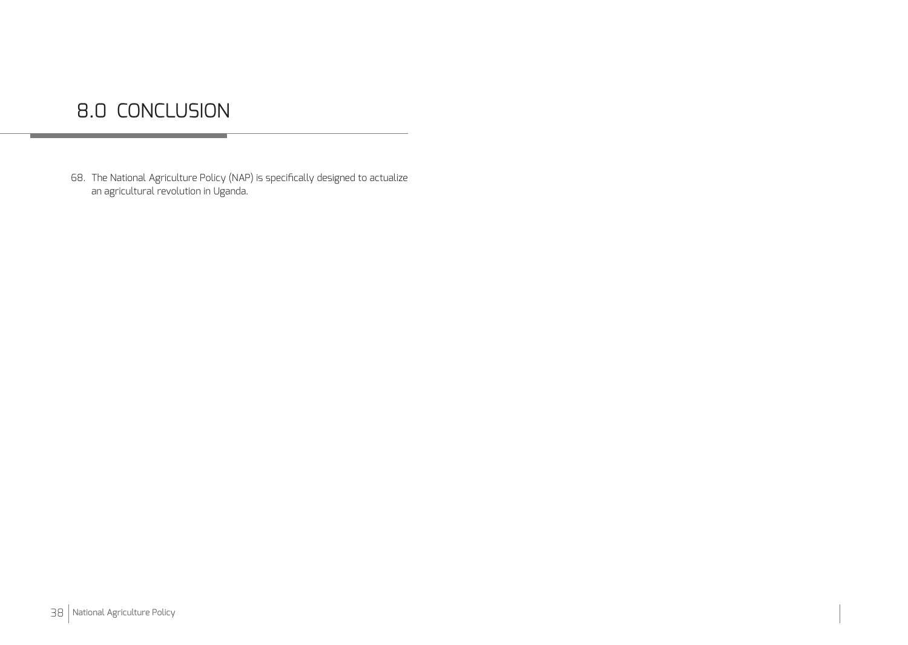# 8.0 CONCLUSION

68. The National Agriculture Policy (NAP) is specifically designed to actualize an agricultural revolution in Uganda.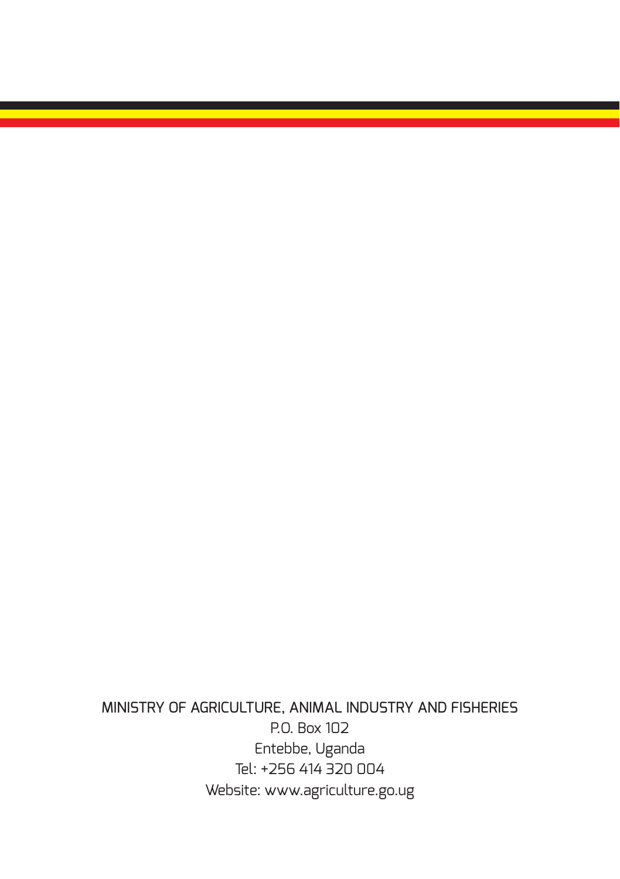MINISTRY OF AGRICULTURE, ANIMAL INDUSTRY AND FISHERIES

P.O. Box 102

Entebbe, Uganda

Tel: +256 414 320 004

Website: www.agriculture.go.ug